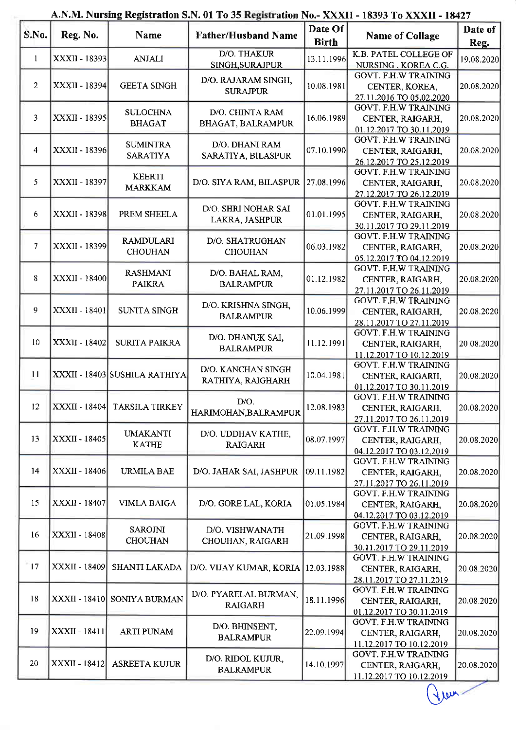# A.N.M. Nursing Registration S.N. 01 To 35 Registration No.- XXXII - 18393 To XXXII - 18427

| S.No. | Reg. No. | Name | Father/Husband Name | Date Of Birth | Name of Collage | Date of Reg. |
|---|---|---|---|---|---|---|
| 1 | XXXII - 18393 | ANJALI | D/O. THAKUR SINGH,SURAJPUR | 13.11.1996 | K.B. PATEL COLLEGE OF NURSING , KOREA C.G. | 19.08.2020 |
| 2 | XXXII - 18394 | GEETA SINGH | D/O. RAJARAM SINGH, SURAJPUR | 10.08.1981 | GOVT. F.H.W TRAINING CENTER, KOREA, 27.11.2016 TO 05.02.2020 | 20.08.2020 |
| 3 | XXXII - 18395 | SULOCHNA BHAGAT | D/O. CHINTA RAM BHAGAT, BALRAMPUR | 16.06.1989 | GOVT. F.H.W TRAINING CENTER, RAIGARH, 01.12.2017 TO 30.11.2019 | 20.08.2020 |
| 4 | XXXII - 18396 | SUMINTRA SARATIYA | D/O. DHANI RAM SARATIYA, BILASPUR | 07.10.1990 | GOVT. F.H.W TRAINING CENTER, RAIGARH, 26.12.2017 TO 25.12.2019 | 20.08.2020 |
| 5 | XXXII - 18397 | KEERTI MARKKAM | D/O. SIYA RAM, BILASPUR | 27.08.1996 | GOVT. F.H.W TRAINING CENTER, RAIGARH, 27.12.2017 TO 26.12.2019 | 20.08.2020 |
| 6 | XXXII - 18398 | PREM SHEELA | D/O. SHRI NOHAR SAI LAKRA, JASHPUR | 01.01.1995 | GOVT. F.H.W TRAINING CENTER, RAIGARH, 30.11.2017 TO 29.11.2019 | 20.08.2020 |
| 7 | XXXII - 18399 | RAMDULARI CHOUHAN | D/O. SHATRUGHAN CHOUHAN | 06.03.1982 | GOVT. F.H.W TRAINING CENTER, RAIGARH, 05.12.2017 TO 04.12.2019 | 20.08.2020 |
| 8 | XXXII - 18400 | RASHMANI PAIKRA | D/O. BAHAL RAM, BALRAMPUR | 01.12.1982 | GOVT. F.H.W TRAINING CENTER, RAIGARH, 27.11.2017 TO 26.11.2019 | 20.08.2020 |
| 9 | XXXII - 18401 | SUNITA SINGH | D/O. KRISHNA SINGH, BALRAMPUR | 10.06.1999 | GOVT. F.H.W TRAINING CENTER, RAIGARH, 28.11.2017 TO 27.11.2019 | 20.08.2020 |
| 10 | XXXII - 18402 | SURITA PAIKRA | D/O. DHANUK SAI, BALRAMPUR | 11.12.1991 | GOVT. F.H.W TRAINING CENTER, RAIGARH, 11.12.2017 TO 10.12.2019 | 20.08.2020 |
| 11 | XXXII - 18403 | SUSHILA RATHIYA | D/O. KANCHAN SINGH RATHIYA, RAIGHARH | 10.04.1981 | GOVT. F.H.W TRAINING CENTER, RAIGARH, 01.12.2017 TO 30.11.2019 | 20.08.2020 |
| 12 | XXXII - 18404 | TARSILA TIRKEY | D/O. HARIMOHAN,BALRAMPUR | 12.08.1983 | GOVT. F.H.W TRAINING CENTER, RAIGARH, 27.11.2017 TO 26.11.2019 | 20.08.2020 |
| 13 | XXXII - 18405 | UMAKANTI KATHE | D/O. UDDHAV KATHE, RAIGARH | 08.07.1997 | GOVT. F.H.W TRAINING CENTER, RAIGARH, 04.12.2017 TO 03.12.2019 | 20.08.2020 |
| 14 | XXXII - 18406 | URMILA BAE | D/O. JAHAR SAI, JASHPUR | 09.11.1982 | GOVT. F.H.W TRAINING CENTER, RAIGARH, 27.11.2017 TO 26.11.2019 | 20.08.2020 |
| 15 | XXXII - 18407 | VIMLA BAIGA | D/O. GORE LAL, KORIA | 01.05.1984 | GOVT. F.H.W TRAINING CENTER, RAIGARH, 04.12.2017 TO 03.12.2019 | 20.08.2020 |
| 16 | XXXII - 18408 | SAROJNI CHOUHAN | D/O. VISHWANATH CHOUHAN, RAIGARH | 21.09.1998 | GOVT. F.H.W TRAINING CENTER, RAIGARH, 30.11.2017 TO 29.11.2019 | 20.08.2020 |
| 17 | XXXII - 18409 | SHANTI LAKADA | D/O. VIJAY KUMAR, KORIA | 12.03.1988 | GOVT. F.H.W TRAINING CENTER, RAIGARH, 28.11.2017 TO 27.11.2019 | 20.08.2020 |
| 18 | XXXII - 18410 | SONIYA BURMAN | D/O. PYARELAL BURMAN, RAIGARH | 18.11.1996 | GOVT. F.H.W TRAINING CENTER, RAIGARH, 01.12.2017 TO 30.11.2019 | 20.08.2020 |
| 19 | XXXII - 18411 | ARTI PUNAM | D/O. BHINSENT, BALRAMPUR | 22.09.1994 | GOVT. F.H.W TRAINING CENTER, RAIGARH, 11.12.2017 TO 10.12.2019 | 20.08.2020 |
| 20 | XXXII - 18412 | ASREETA KUJUR | D/O. RIDOL KUJUR, BALRAMPUR | 14.10.1997 | GOVT. F.H.W TRAINING CENTER, RAIGARH, 11.12.2017 TO 10.12.2019 | 20.08.2020 |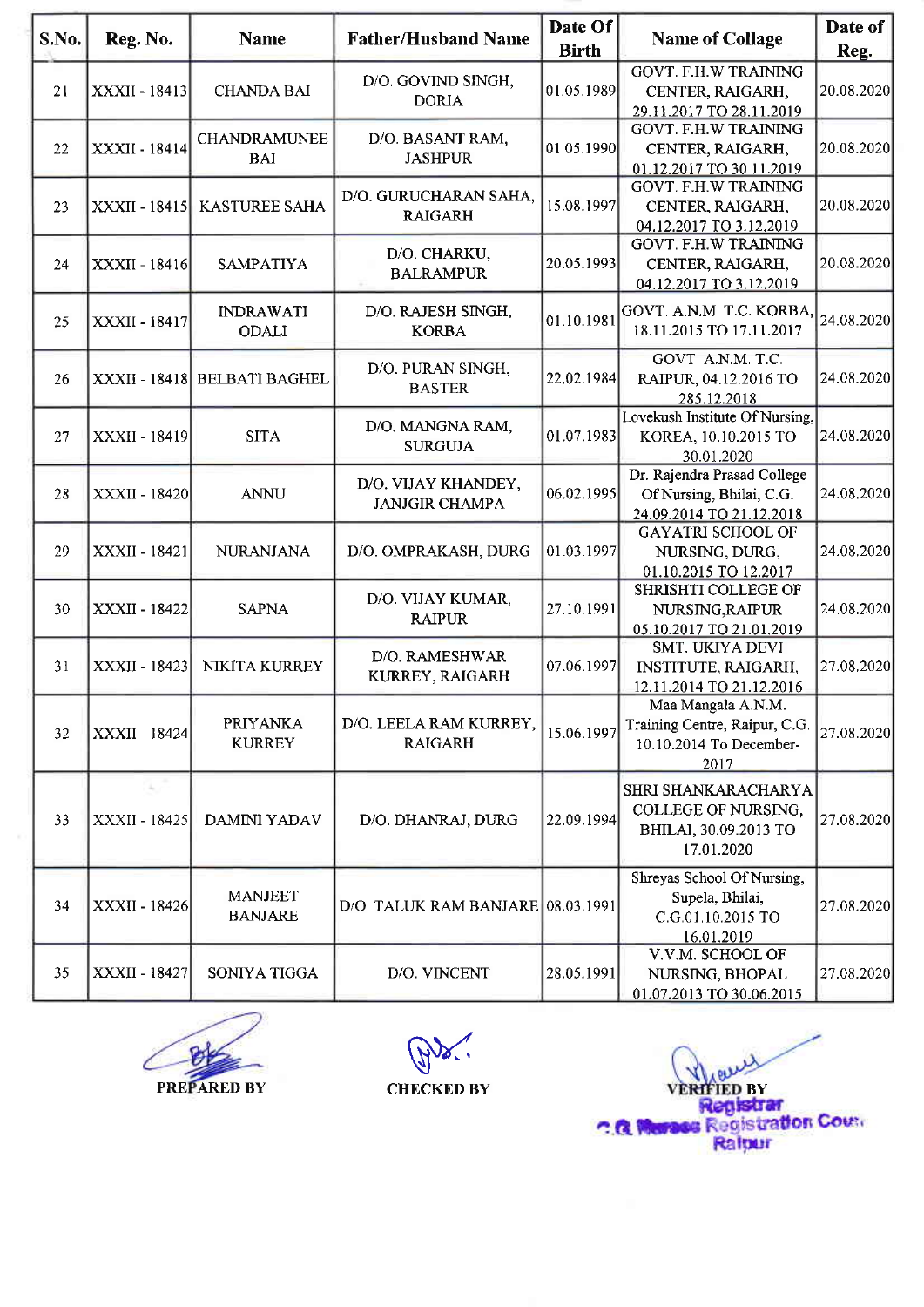| S.No. | Reg. No. | Name | Father/Husband Name | Date Of Birth | Name of Collage | Date of Reg. |
|---|---|---|---|---|---|---|
| 21 | XXXII - 18413 | CHANDA BAI | D/O. GOVIND SINGH, DORIA | 01.05.1989 | GOVT. F.H.W TRAINING CENTER, RAIGARH, 29.11.2017 TO 28.11.2019 | 20.08.2020 |
| 22 | XXXII - 18414 | CHANDRAMUNEE BAI | D/O. BASANT RAM, JASHPUR | 01.05.1990 | GOVT. F.H.W TRAINING CENTER, RAIGARH, 01.12.2017 TO 30.11.2019 | 20.08.2020 |
| 23 | XXXII - 18415 | KASTUREE SAHA | D/O. GURUCHARAN SAHA, RAIGARH | 15.08.1997 | GOVT. F.H.W TRAINING CENTER, RAIGARH, 04.12.2017 TO 3.12.2019 | 20.08.2020 |
| 24 | XXXII - 18416 | SAMPATIYA | D/O. CHARKU, BALRAMPUR | 20.05.1993 | GOVT. F.H.W TRAINING CENTER, RAIGARH, 04.12.2017 TO 3.12.2019 | 20.08.2020 |
| 25 | XXXII - 18417 | INDRAWATI ODALI | D/O. RAJESH SINGH, KORBA | 01.10.1981 | GOVT. A.N.M. T.C. KORBA, 18.11.2015 TO 17.11.2017 | 24.08.2020 |
| 26 | XXXII - 18418 | BELBATI BAGHEL | D/O. PURAN SINGH, BASTER | 22.02.1984 | GOVT. A.N.M. T.C. RAIPUR, 04.12.2016 TO 285.12.2018 | 24.08.2020 |
| 27 | XXXII - 18419 | SITA | D/O. MANGNA RAM, SURGUJA | 01.07.1983 | Lovekush Institute Of Nursing, KOREA, 10.10.2015 TO 30.01.2020 | 24.08.2020 |
| 28 | XXXII - 18420 | ANNU | D/O. VIJAY KHANDEY, JANJGIR CHAMPA | 06.02.1995 | Dr. Rajendra Prasad College Of Nursing, Bhilai, C.G. 24.09.2014 TO 21.12.2018 | 24.08.2020 |
| 29 | XXXII - 18421 | NURANJANA | D/O. OMPRAKASH, DURG | 01.03.1997 | GAYATRI SCHOOL OF NURSING, DURG, 01.10.2015 TO 12.2017 | 24.08.2020 |
| 30 | XXXII - 18422 | SAPNA | D/O. VIJAY KUMAR, RAIPUR | 27.10.1991 | SHRISHTI COLLEGE OF NURSING,RAIPUR 05.10.2017 TO 21.01.2019 | 24.08.2020 |
| 31 | XXXII - 18423 | NIKITA KURREY | D/O. RAMESHWAR KURREY, RAIGARH | 07.06.1997 | SMT. UKIYA DEVI INSTITUTE, RAIGARH, 12.11.2014 TO 21.12.2016 | 27.08.2020 |
| 32 | XXXII - 18424 | PRIYANKA KURREY | D/O. LEELA RAM KURREY, RAIGARH | 15.06.1997 | Maa Mangala A.N.M. Training Centre, Raipur, C.G. 10.10.2014 To December-2017 | 27.08.2020 |
| 33 | XXXII - 18425 | DAMINI YADAV | D/O. DHANRAJ, DURG | 22.09.1994 | SHRI SHANKARACHARYA COLLEGE OF NURSING, BHILAI, 30.09.2013 TO 17.01.2020 | 27.08.2020 |
| 34 | XXXII - 18426 | MANJEET BANJARE | D/O. TALUK RAM BANJARE | 08.03.1991 | Shreyas School Of Nursing, Supela, Bhilai, C.G.01.10.2015 TO 16.01.2019 | 27.08.2020 |
| 35 | XXXII - 18427 | SONIYA TIGGA | D/O. VINCENT | 28.05.1991 | V.V.M. SCHOOL OF NURSING, BHOPAL 01.07.2013 TO 30.06.2015 | 27.08.2020 |

PREPARED BY

CHECKED BY

VERIFIED BY
Registrar
C.G. Nurses Registration Council
Raipur